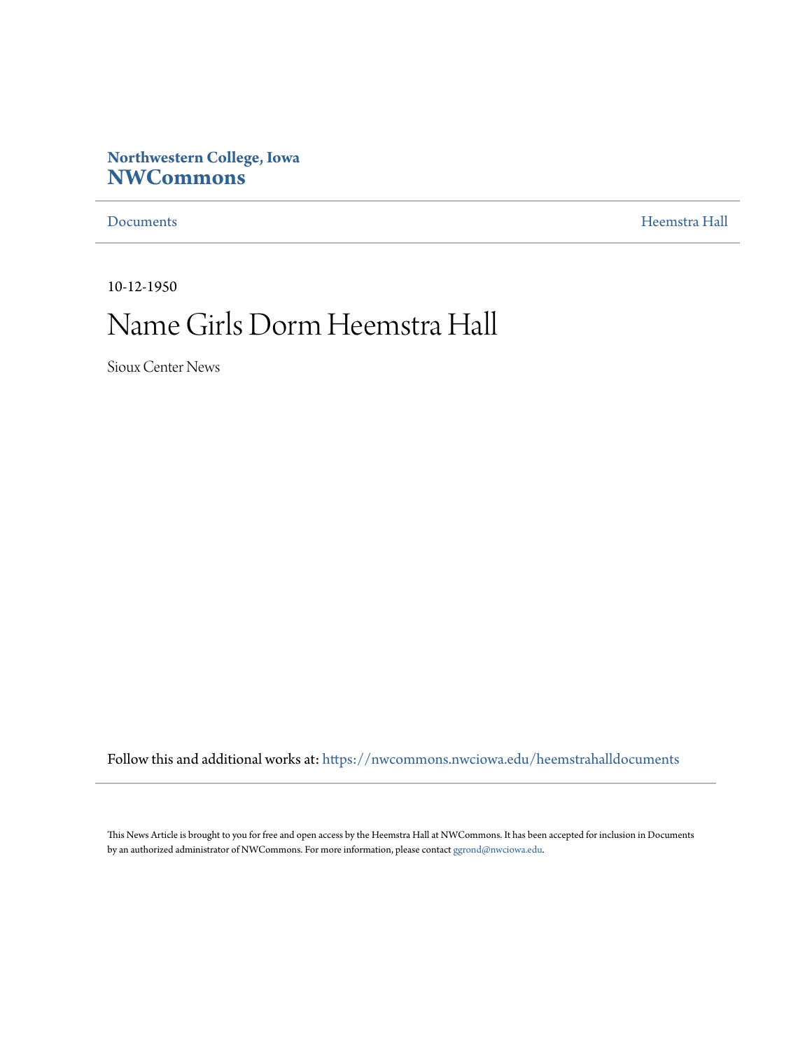Northwestern College, Iowa

**NWCommons**

Documents | Heemstra Hall

10-12-1950

# Name Girls Dorm Heemstra Hall

Sioux Center News

Follow this and additional works at: https://nwcommons.nwciowa.edu/heemstrahalldocuments

This News Article is brought to you for free and open access by the Heemstra Hall at NWCommons. It has been accepted for inclusion in Documents by an authorized administrator of NWCommons. For more information, please contact ggrond@nwciowa.edu.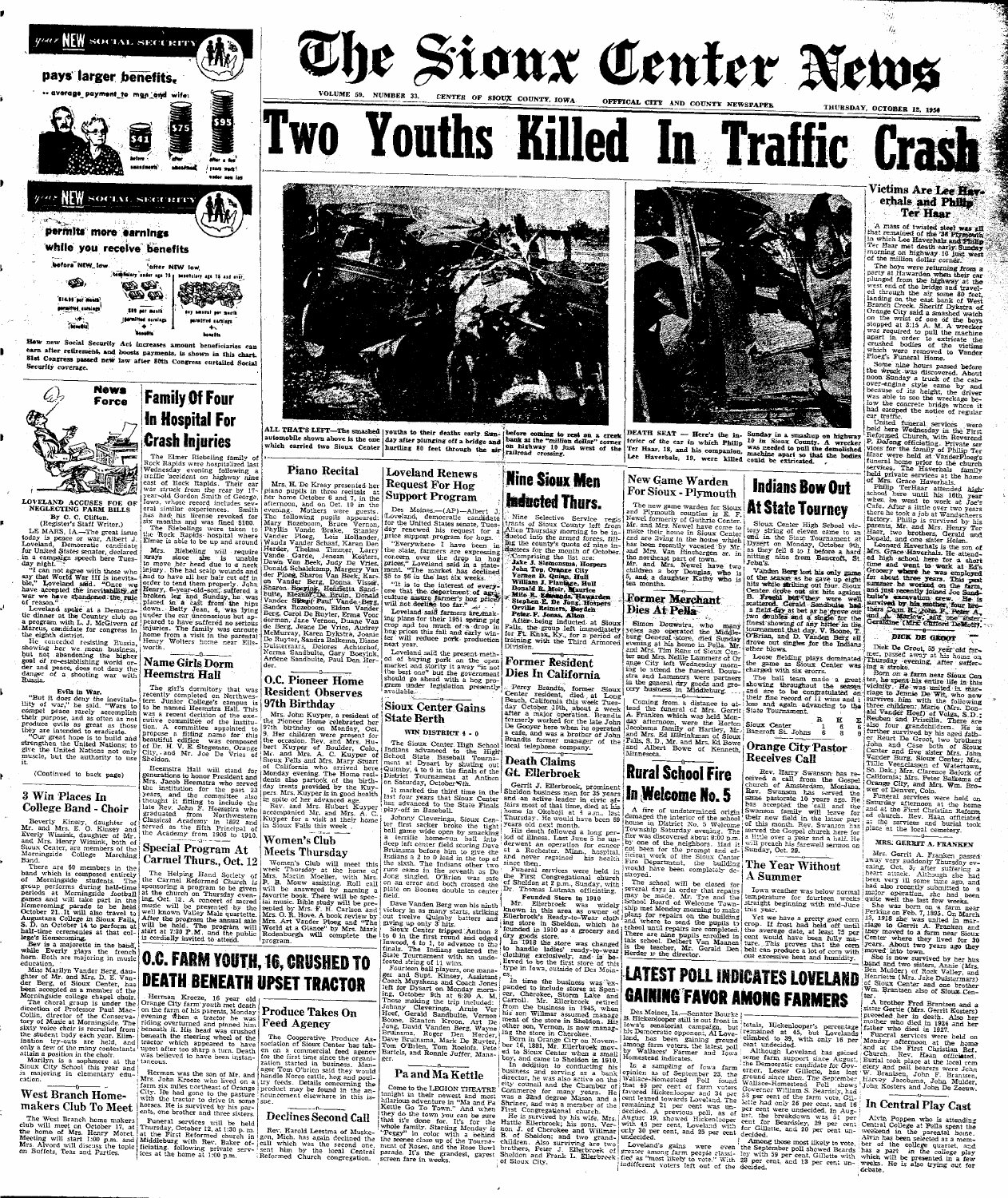# The Sioux Center News

VOLUME 59. NUMBER 33. CENTER OF SIOUX COUNTY, IOWA OFFICIAL CITY AND COUNTY NEWSPAPER THURSDAY, OCTOBER 12, 1950

# Two Youths Killed In Traffic Crash

**Your NEW SOCIAL SECURITY pays larger benefits.**

... average payment to man and wife:

$41 before amendments · $75 after amendments · $95 after a few years work under new law

**Your NEW SOCIAL SECURITY permits more earnings while you receive benefits**

before NEW law · after NEW law

$14.99 per month permitted earnings · $50 per month permitted earnings · any amount per month permitted earnings

How new Social Security Act increases amount beneficiaries can earn after retirement, and boosts payments, is shown in this chart. 81st Congress passed new law after 80th Congress curtailed Social Security coverage.

ALL THAT'S LEFT—The smashed automobile shown above is the one which carried two Sioux Center youths to their deaths early Sunday after plunging off a bridge and hurtling 80 feet through the air before coming to rest on a creek bank at the "million dollar" corner on highway 10 just west of the railroad crossing.

DEATH SEAT — Here's the interior of the car in which Philip Ter Haar, 18, and his companion, Lee Haverhals, 19, were killed Sunday in a smashup on highway 10 in Sioux County. A wrecker was needed to pull the demolished machine apart so that the bodies could be extricated.

## Victims Are Lee Haverhals and Philip Ter Haar

A mass of twisted steel was all that remained of the '36 Plymouth in which Lee Haverhals and Philip Ter Haar met death early Sunday morning on highway 10 just west of the million dollar corner.

The boys were returning from a party at Hawarden when their car plunged from the highway at the west end of the bridge and traveled through the air some 80 feet, landing on the east bank of West Branch Creek. Sheriff Dykstra of Orange City said a smashed watch on the wrist of one of the boys stopped at 2:15 A. M. A wrecker was required to pull the machine apart in order to extricate the crushed bodies of the victims which were removed to Vander Ploeg's Funeral Home.

Some nine hours passed before the wreck was discovered. About noon Sunday a truck of the cab-over-engine style came by and because of its height, the driver was able to see the wreckage below the concrete bridge where it had escaped the notice of regular car traffic.

United funeral services were held here Wednesday in the First Reformed Church, with Reverend P. DeJong officiating. Private services for the family of Philip Ter Haar were held at VanderPloeg's funeral home prior to the church services. The Haverhals family held private services at the home of Mrs. Grace Haverhals.

Philip Terhaar attended high school here until his 16th year when he went to work at Joe's Cafe. After a little over two years there he took a job at Vandenberg's factory. Philip is survived by his parents, Mr. and Mrs. Henry Ter Haar, two brothers, Gerald and Donald, and one sister Helen.

Leonard Haverhals is the son of Mrs. Grace Haverhals. He attended high school here for a short time and went to work at Ed's Grocery where he was employed for about three years. This past summer he worked on the farm, and had recently joined Joe Sandbulte's excavation crew. He is survived by his mother, four brothers Cass R., John F., Peter A. and A. Marlow, and one sister, Geraldine (Mrs. Clifford DeMotts).

## DICK DE GROOT

Dick De Groot, 35 year old farmer, passed away at his home on Thursday evening, after suffering a stroke.

Born on a farm near Sioux Center, he spent his entire life in this vicinity. He was united in marriage to Jennie De Wit, who now survives him with the following three children: Marie (Mrs. Donald Vander Hoef) of Volga, S. D.; Reuben and Priscilla. There are also four grandchildren. He is further survived by his aged father Reurt De Groot, two brothers John and Case both of Sioux Center and five sister Mrs. John Vander Berg, Sioux Center; Mrs. Tillie Vendlassen of Watertown, So. Dak.; Mrs. Clarence Bajork of California; Mrs. Peter Balkema of Orange City, and Mrs. Wm. Brower of Denver, Colo.

Funeral services were held on Saturday afternoon at the home and at the First Christian Reformed church. Rev. Haan officiated at the services and burial took place at the local cemetery.

## MRS. GERRIT A. FRANKEN

Mrs. Gerrit A. Franken passed away very suddenly Thursday evening, Oct. 5, after suffering a heart attack. Although she had been very ill some time ago, and had also recently submitted to a major operation, she had been quite well the last few weeks.

She was born on a farm near Perkins on Feb. 7, 1883. On March 13, 1918 she was united in marriage to Gerrit A. Franken and they moved to a farm near Sioux Center where they lived for 30 years. About two years ago they moved into town.

She is now survived by her husband and two sisters, Annie (Mrs. Ben Mulder) of Rock Valley, and Henrietta (Mrs. Jake Duistermars) of Sioux Center and one brother Wm. Brantsen also of Sioux Center.

A brother Fred Brantsen and a sister Gertie (Mrs. Gerrit Kosters) preceded her in death. Also her mother who died in 1924 and her father who died in 1927.

Funeral services were held on Monday afternoon at the home and at the First Christian Ref. Church. Rev. Haan officiated. Burial took place at the local cemetery and pall bearers were John W. Brantsen, John F. Brantsen, Harvey Jacobsma, John Mulder, John Kosters and John De Zeeuw.

## In Central Play Cast

Alvin Poppen who is attending Central College at Pella spent the weekend in the parental home. Alvin has been selected as a member of the college quartet, and has a part in the college play which will be presented in a few weeks. He is also trying out for debate.

## News Force

LOVELAND ACCUSES FOE OF NEGLECTING FARM BILLS

By C. C. Clifton.

(Register's Staff Writer.)

LE MARS, IA.—The great issue today is peace or war, Albert J. Loveland, Democratic candidate for United States senator, declared in a campaign speech here Tuesday night.

"I can not agree with those who say that World War III is inevitable," Loveland said. "Once we have accepted the inevitability of war we have abandoned the rule of reason."

Loveland spoke at a Democratic dinner at the Country club on a program with L. J. McGivern of Marcus, candidate for congress in the eighth district.

He conceded resisting Russia, showing her we mean business, but not abandoning the higher goal of re-establishing world order and peace, does not deny the danger of a shooting war with Russia.

### Evils in War.

"But it does deny the inevitability of war," he said. "Wars to compel peace rarely accomplish their purpose, and as often as not produce evils as great as those they are intended to eradicate.

"Our great hope is to build and strengthen the United Nations; to give the United Nations not only muscle, but the authority to use it."

(Continued to back page)

## Family Of Four In Hospital For Crash Injuries

The Elmer Riebeling family of Rock Rapids were hospitalized last Wednesday evening following a traffic accident on highway nine east of Rock Rapids. Their car was struck from the rear by 17-year-old Gordon Smith of George, Iowa, whose record includes several similar experiences. Smith has had his license revoked for six months and was fined $100.

The Riebelings were taken to the Rock Rapids hospital where Elmer is able to be up and around.

Mrs. Riebeling will require x-rays since she is unable to move her head due to a neck injury. She had scalp wounds and had to have all her hair cut off in order to tend them properly. John Henry, 6-year-old son, suffered a broken leg and Sunday he was placed in a cast from the hips down. Betty Jean, 4, was lying under the car unconscious but appeared to have suffered no serious injuries. The family was enroute home from a visit in the parental Henry Wolters home near Ellsworth.

## Name Girls Dorm Heemstra Hall

The girl's dormitory that was recently completed on Northwestern Junior College's campus is to be named Heemstra Hall. This was a recent decision of the executive committee of the institution. A committee appointed to propose a fitting name for this beautiful edifice was composed of Dr. H. V. E. Stegeman, Orange City, and Mr. Joe De Vries of Sheldon.

Heemstra Hall will stand for generations to honor President and Mrs. Jacob Heemstra who served the institution for the past 23 years, and the committee also thought it fitting to include the late Rev. John F. Heemstra who graduated from Northwestern Classical Academy in 1892 and served as the fifth Principal of the Academy from 1908 to 1910.

## Special Program At Carmel Thurs., Oct. 12

The Helping Hand Society of the Carmel Reformed Church is sponsoring a program to be given at the church on Thursday evening, Oct. 12. A concert of sacred music will be presented by the well known Valley Male quartette. After the program the annual sale will be held. The program will start at 7:30 P.M. and the public is cordially invited to attend.

## 3 Win Places In College Band - Choir

Beverly Kinsey, daughter of Mr. and Mrs. E. O. Kinsey and Everly Wissink, daughter of Mr. and Mrs. Henry Wissink, both of Sioux Center, are members of the Morningside College Marching Band.

There are 60 members in the band which is composed entirely of Morningside students. The group performs during half-time periods at Morningside football games and will take part in the homecoming parade to be held October 21. It will also travel to Augustana College in Sioux Falls, S. D. on October 14 to perform at half-time ceremonies at that college's homecoming.

Bev is a majorette in the band, while Everly plays the french horn. Both are majoring in music education.

Miss Marilyn Vander Berg, daughter of Mr. and Mrs. D. E. Vander Berg of Sioux Center, has been accepted as a member of the Morningside college chapel choir. The choral group is under the direction of Professor Paul MacCollin, director of the Conservatory of Music at Morningside. The sixty voice choir is recruited from the student body each year. Elimination try-outs are held, and only a few of the many contestants attain a position in the choir.

Marilyn is a sophomore at the Sioux City School this year and is majoring in elementary education.

## West Branch Homemakers Club To Meet

The West Branch home makers club will meet on October 17, at the home of Mrs. Henry Moret. Meeting will start 1:00 p.m. and Mrs. Alvord will discuss the topic on Buffets, Teas and Parties.

## Piano Recital

Mrs. H. De Kraay presented her piano pupils in three recitals at her home October 6 and 7, in the afternoon, and on Oct. 10 in the evening. Mothers were guests. The following pupils appeared: Mary Roseboom, Bruce Vernon, Phyllis Vande Brake, Stanley Vander Ploeg, Lois Hollander, Wanda Vander Schaaf, Karen Den Herder, Thelma Timmer, Larry Vande Garde, Jenean Kosters, Dawn Van Beek, Judy De Vries, Donald Schalekamp, Margery Vander Ploeg, Sharon Van Beek, Karen Vander Berg, Donna Visser, Sharon Roseboom, Heidi Sandbulte, Eleanor De Bruin, Donald Vander Stoep, Paul Vande Berg, Sandra Roseboom, Eldon Vander Berg, Carol De Ruyter, Erma Vos Derman, Jane Vernon, Duane Van de Berg, Jeane De Vries, Audrey McMurray, Karen Dykstra, Joanne De Ruyter, Sandra Balkema, Diane Duistermars, Delores Achterhof, Norma Sandbulte, Gary Boeyink, Ardene Sandbulte, Paul Den Herder.

## O.C. Pioneer Home Resident Observes 97th Birthday

Mrs. John Kuyper, a resident of the Pioneer Home celebrated her 97th birthday on Monday, Oct. 9. Her children were present for the occasion. Rev. and Mrs. Hubert Kuyper of Boulder, Colo., Mr. and Mrs. A. C. Kuyper of Sioux Falls and Mrs. Mary Stuart of California who arrived here Monday evening. The Home residents also partook of the birthday treats provided by the Kuypers. Mrs. Kuyper is in good health in spite of her advanced age.

Rev. and Mrs. Hubert Kuyper accompanied Mr. and Mrs. A. C. Kuyper for a visit at their home in Sioux Falls this week.

## Women's Club Meets Thursday

Women's Club will meet this week Thursday at the home of Mrs. Martin Moeller, with Mrs. F. B. Mouw assisting. Roll call will be answered by naming a favorite book. There will be special music. Bible study will be presented by Mrs. F. H. Carlson and Mrs. O. R. Howe. A book review by Mrs. Art Vander Ploeg and "The World at a Glance" by Mrs. Mark Rodenburgh will complete the program.

## Loveland Renews Request For Hog Support Program

Des Moines—(AP)—Albert J. Loveland, democratic candidate for the United States senate, Tuesday renewed his request for a price support program for hogs.

"Everywhere I have been in the state, farmers are expressing concern over the drop in hog prices," Loveland said in a statement. "The market has declined $5 to $6 in the last six weeks.

"It is to the interest of everyone that the department of agriculture assure farmer's hog prices will not decline too far."

Loveland said farmers are making plans for their 1951 spring pig crop and too much of a drop in hog prices this fall and early winter will reduce pork production next year.

Loveland said the present method of buying pork on the open market and storing it away "is not the best one" but the government should go ahead with a hog program under legislation presently available.

## Sioux Center Gains State Berth

**WIN DISTRICT 4 - 0**

The Sioux Center High School Indians advanced to the High School State Baseball Tournament at Dysart by shutting out Quimby, 4 to 0 in the finals of the District Tournament at Anthon on Saturday, October 7th.

It marked the third time in the last four years that Sioux Center has advanced to the State Finals play-off in Baseball.

Johnny Cleverings, Sioux Center first sacker broke the tight ball game wide open by smacking a terrific home-run ball into deep left center field scoring Dave Bruinsma before him to give the Indians a 2 to 0 lead in the top of the sixth. The Indians other two runs came in the seventh as De Jong singled, O'Brien was safe on an error and both crossed the plate on Boones double to center field.

Dave Vanden Berg won his ninth victory in as many starts, striking out twelve Quimby batters and giving up only 3 hits.

Sioux Center tripped Anthon 2 to 0 in the first round and edged Inwood, 4 to 1, to advance to the finals. The Indians entered the State Tournament with an undefeated string of 11 wins.

Fourteen ball players, one manager and Supt. Kinsey, Assistant Coach Muyskens and Coach Jones left for Dysart on Monday morning, Oct. 9th at 6:30 A. M. Those making the trip included: Johnny Cleverings, Arnie Ver Hoef, Gerald Sandbulte, Vernon Boone, Stanley Vernon, Wayne Bruinsma, Roger Den Herder, Dave Bruinsma, Mark De Ruyter, Tom O'Brien, Tom Roelofs, Pete Bartels, and Ronnie Juffer, Manager.

## Pa and Ma Kettle

Come to the LEGION THEATRE tonight in their newest and most hilarious adventure in "Ma and Pa Kettle Go To Town." And when they do the town you can be sure the whole family, Starting Monday is on again. "Peggy" in color with a behind the scenes close up of the Tournament of Roses, and the Rose Bowl parade. It's the grandest, gayest screen fare in weeks.

## Nine Sioux Men Inducted Thurs.

Nine Selective Service registrants of Sioux County left from Alton Thursday morning to be inducted into the armed forces, filling the county's quota of nine inductees for the month of October.

Comprising the list are:

- Jake J. Siemonsma, Hospers
- John Top, Orange City
- Vernon D. Quinn, Hull
- William J. Plantage, Hull
- Donald E. Moir, Maurice
- Milo R. Edmonds, Hawarden
- Stephen E. De Jong, Hospers
- Orville Reimers, Boyden
- Peter F. Jonas, Alton

After being inducted at Sioux Falls, the group left immediately for Ft. Knox, Ky., for a period of training with the Third Armored Division.

## Former Resident Dies In California

Percy Brandts, former Sioux Center resident, died at Long Beach, California this week Tuesday October 10th, about a week after a major operation. Brandts formerly worked for the late John De Gooyer here when he operated a cafe, and was a brother of John Brandts former manager of the local telephone company.

## Death Claims Gt. Ellerbroek

Gerrit J. Ellerbroek, prominent Sheldon business man for 35 years and an active leader in civic affairs most of that time, died at his home in Okoboji at 4 a.m. last Thursday. He would have been 69 years old next month.

His death followed a long period of illness. Last June 5 he underwent an operation for cancer at a Rochester, Minn., hospital and never regained his health since then.

Funeral services were held in the First Congregational church of Sheldon at 2 p.m., Sunday, with Dr. Thomas Lutman officiating.

### Founded Store in 1910

Mr. Ellerbroek was widely known in this area as owner of Ellerbroek's Ready-to-Wear clothing store in Sheldon, which he founded in 1910 as a grocery and dry goods store.

In 1918 the store was changed to handle ladies' ready-to-wear clothing exclusively, and it believed to be the first store of this type in Iowa, outside of Des Moines.

In time the business was expanded to include stores at Spencer, Cherokee, Storm Lake and Carroll. Mr. Ellerbroek retired from the business in 1945, when his son Willmar assumed management of the store in Sheldon. His other son, Vernon, is now managing the store in Cherokee.

Born in Orange City on November 16, 1881, Mr. Ellerbroek moved to Sioux Center when a small boy, and came to Sheldon in 1910.

In addition to conducting his business and serving as a bank director, he was also active on the city council and the Chamber of Commerce for many years. He was a 32nd degree Mason and a Shriner, and was a member of the First Congregational church.

He is survived by his wife, Mrs. Hattie Ellerbroek; his sons, Vernon J. of Cherokee and Willmar B. of Sheldon, and two grandchildren. Also surviving are two brothers, Peter J. Ellerbroek of Sheldon and Frank L. Ellerbroek of Sioux City.

## New Game Warden For Sioux - Plymouth

The new game warden for Sioux and Plymouth counties is E. F. Newel formerly of Guthrie Center. Mr. and Mrs. Newel have come to make their home in Sioux Center and are living in the house which has been recently vacated by Mr. and Mrs. Van Ginsbergen sr. in the northeast part of town.

Mr. and Mrs. Newel have two children a boy Douglas, who is 5, and a daughter Kathy who is ten months.

## Former Merchant Dies At Pella

Simon Douwstra, who many years ago operated the Middleburg General store, died Sunday evening at his home in Pella. Mr. and Mrs. Tim Rens of Sioux Center and Mrs. Nellie Lammers of Orange City left Wednesday morning to attend the funeral. Douwstra and Lammers were partners in the general dry goods and grocery business in Middleburg.

Coming from a distance to attend the funeral of Mrs. Gerrit A. Franken which was held Monday afternoon, were the Harlen Jacobsma family of Hartley, Mr. and Mrs. Ed Hoeksema of Sioux Falls, S. D., Mr. and Mrs. Ed Bowe and Albert Bowe of Kenneth, Minnesota.

## Rural School Fire In Welcome No. 5

A fire of undetermined origin damaged the interior of the school house in District No. 5 Welcome Township on Saturday evening. The fire was discovered about 9:00 p.m. by one of the neighbors. Had it not been for the prompt and efficient work of the Sioux Center Fire Department, the building would have been completely destroyed.

The school will be closed for several days in order that repairs may be made. Mr. Tye and the School Board of Welcome Township met Monday morning to make plans for repairs on the building and where to send the pupils to school until repairs are completed. There are nine pupils enrolled in this school. Delbert Van Maanen is the teacher. Mr. Gerald Den Herder is the director.

## Indians Bow Out At State Tourney

Sioux Center High School victory string of eleven came to an end in the State Tournament at Dysart on Monday, October 9th, as they fell 6 to 1 before a hard hitting nine from Bancroft, St. John's.

Vanden Berg lost his only game of the season as he gave up eight hits while striking out four. Sioux Center drove out six hits against B. Freehl but they were scattered. Gerald Sandbulte had a field day at bat as he drove out two doubles and a single for the finest showing of any hitter in the tournament that day. V. Boone, T. O'Brien, and D. Vanden Berg all drove out singles for the Indians other blows.

Loose fielding plays dominated the game as Sioux Center was charged with six errors.

The ball team made a great showing throughout the season and are to be congratulated on their fine record of 11 wins and 1 loss and again advancing to the State Tournament.

| | R | H | E |
|---|---|---|---|
| Sioux Center | 1 | 6 | 6 |
| Bancroft St. Johns | 6 | 8 | 0 |

## Orange City Pastor Receives Call

Rev. Harry Swanson has received a call from the Gospel church of Amsterdam, Montana. Rev. Swanson has served the same pastorate 10 years ago. He has accepted the call and the Swanson family will leave for their new field in the latter part of this month. Rev. Swanson has served the Gospel church here for a little over a year and a half. He will preach his farewell sermon on Sunday, Oct. 29.

## The Year Without A Summer

Iowa weather was below normal temperature for fourteen weeks straight beginning with mid-June this year.

Yet we have a pretty good corn crop. If frost had held off until the average date, at least 75 per cent would have been fully mature. This proves that the corn belt can produce a lot of corn with out excessive heat and humidity.

## O.C. FARM YOUTH, 16, CRUSHED TO DEATH BENEATH UPSET TRACTOR

Herman Kroeze, 16 year old Orange City farm youth met death on the farm of his parents, Monday evening when a tractor he was riding overturned and pinned him beneath it. His head was crushed beneath the steering wheel of the tractor which appeared to have upset after too sharp a turn. Death was believed to have been instantaneous.

Herman was the son of Mr. and Mrs. John Kroeze who lived on a farm six miles northeast of Orange City. He had gone to the pasture with the tractor to drive in some horses. He is survived by his parents, one brother and three sisters.

Funeral services will be held Thursday, October 12 at 1:30 p.m. at the First Reformed church at Middleburg with Rev. Baker officiating, following private services at the home at 1:00 p.m.

## Produce Takes On Feed Agency

The Cooperative Produce Association of Sioux Center has taken on a commercial feed agency for the first time since the organization started in business. Manager Tom O'Brien said they would handle Norco cattle, hog and poultry feeds. Details concerning the product may be found in the announcement elsewhere in this issue.

## Declines Second Call

Rev. Harold Leestma of Muskegon, Mich. has again declined the call which was the second one, sent him by the local Central Reformed Church congregation.

## LATEST POLL INDICATES LOVELAND GAINING FAVOR AMONG FARMERS

Des Moines, Ia.—Senator Bourke B. Hickenlooper still is out front in Iowa's senatorial campaign, but his Democratic opponent, Al Loveland, has been gaining ground among farm voters, the latest poll by Wallaces' Farmer and Iowa Homestead indicates.

In a sampling of Iowa farm opinion as of September 23, the Wallace-Homestead Poll shows that 55 per cent of farm voters favored Hickenlooper and 34 per cent leaned towards Loveland. The remaining 11 per cent was undecided. A previous poll, as of August 19, showed Hickenlooper with 43 per cent, Loveland with only 30 per cent, and 25 per cent undecided.

Loveland's gains were even greater among farm people classified as "most likely to vote." With indifferent voters left out of the totals, Hickenlooper's percentage remained at 45, but Lovelands climbed to 39, with only 16 per cent undecided.

Although Loveland has gained some farm support since August, the Democratic candidate for Governor, Lester Gillette, has lost ground since then. The September Wallace-Homestead Poll shows 54 per cent of the farm vote, Gillette had only 26 per cent, and 16 per cent were undecided. In August, the breakdown was 51 per cent for Beardsley, 29 per cent for Gillette, and 20 per cent undecided.

Among those most likely to vote, the September poll showed Beardsley with 59 per cent, Gillette with 28 per cent, and 13 per cent undecided.